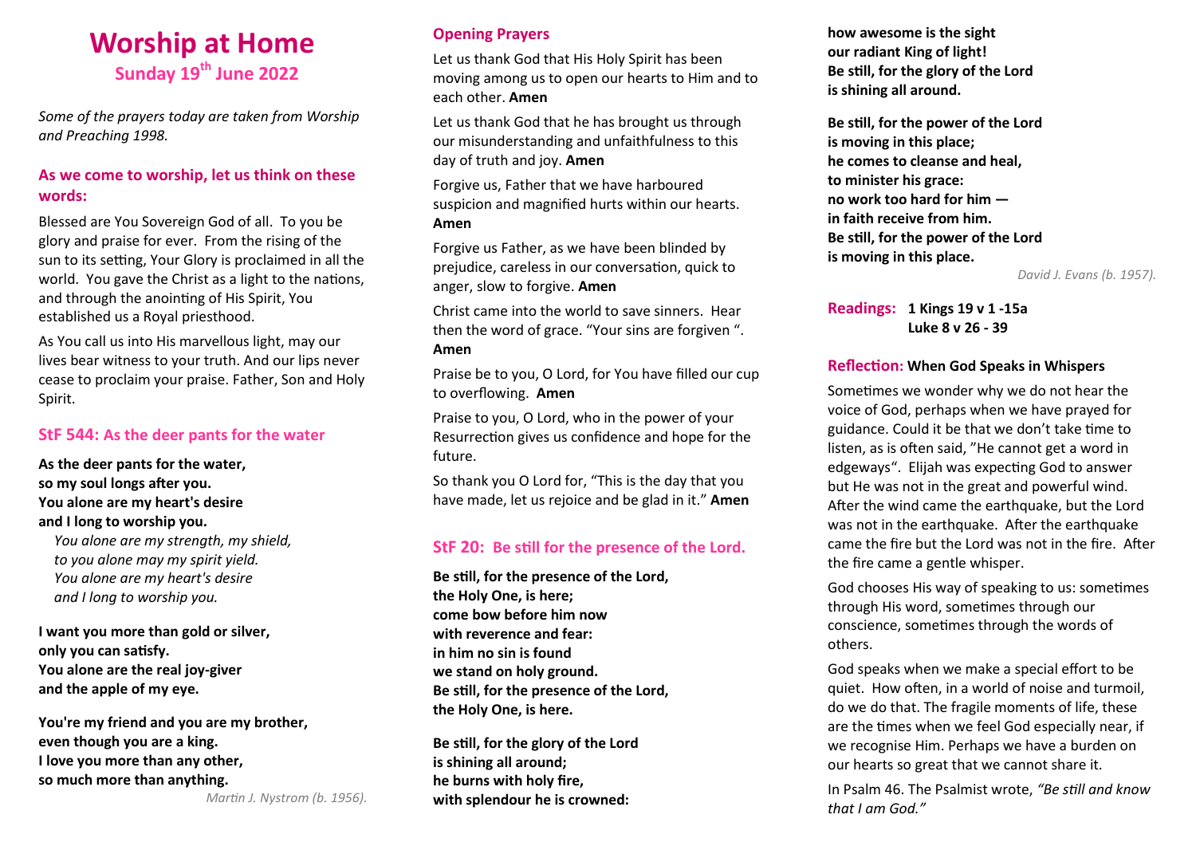# Worship at Home

## Sunday 19th June 2022

*Some of the prayers today are taken from Worship and Preaching 1998.*

### As we come to worship, let us think on these words:

Blessed are You Sovereign God of all. To you be glory and praise for ever. From the rising of the sun to its setting, Your Glory is proclaimed in all the world. You gave the Christ as a light to the nations, and through the anointing of His Spirit, You established us a Royal priesthood.

As You call us into His marvellous light, may our lives bear witness to your truth. And our lips never cease to proclaim your praise. Father, Son and Holy Spirit.

### StF 544: As the deer pants for the water

**As the deer pants for the water,**
**so my soul longs after you.**
**You alone are my heart's desire**
**and I long to worship you.**

*You alone are my strength, my shield,*
*to you alone may my spirit yield.*
*You alone are my heart's desire*
*and I long to worship you.*

**I want you more than gold or silver,**
**only you can satisfy.**
**You alone are the real joy-giver**
**and the apple of my eye.**

**You're my friend and you are my brother,**
**even though you are a king.**
**I love you more than any other,**
**so much more than anything.**

*Martin J. Nystrom (b. 1956).*

### Opening Prayers

Let us thank God that His Holy Spirit has been moving among us to open our hearts to Him and to each other. **Amen**

Let us thank God that he has brought us through our misunderstanding and unfaithfulness to this day of truth and joy. **Amen**

Forgive us, Father that we have harboured suspicion and magnified hurts within our hearts. **Amen**

Forgive us Father, as we have been blinded by prejudice, careless in our conversation, quick to anger, slow to forgive. **Amen**

Christ came into the world to save sinners. Hear then the word of grace. "Your sins are forgiven ". **Amen**

Praise be to you, O Lord, for You have filled our cup to overflowing. **Amen**

Praise to you, O Lord, who in the power of your Resurrection gives us confidence and hope for the future.

So thank you O Lord for, "This is the day that you have made, let us rejoice and be glad in it." **Amen**

### StF 20: Be still for the presence of the Lord.

**Be still, for the presence of the Lord,**
**the Holy One, is here;**
**come bow before him now**
**with reverence and fear:**
**in him no sin is found**
**we stand on holy ground.**
**Be still, for the presence of the Lord,**
**the Holy One, is here.**

**Be still, for the glory of the Lord**
**is shining all around;**
**he burns with holy fire,**
**with splendour he is crowned:**
**how awesome is the sight**
**our radiant King of light!**
**Be still, for the glory of the Lord**
**is shining all around.**

**Be still, for the power of the Lord**
**is moving in this place;**
**he comes to cleanse and heal,**
**to minister his grace:**
**no work too hard for him —**
**in faith receive from him.**
**Be still, for the power of the Lord**
**is moving in this place.**

*David J. Evans (b. 1957).*

### Readings: 1 Kings 19 v 1 -15a; Luke 8 v 26 - 39

### Reflection: When God Speaks in Whispers

Sometimes we wonder why we do not hear the voice of God, perhaps when we have prayed for guidance. Could it be that we don't take time to listen, as is often said, "He cannot get a word in edgeways". Elijah was expecting God to answer but He was not in the great and powerful wind. After the wind came the earthquake, but the Lord was not in the earthquake. After the earthquake came the fire but the Lord was not in the fire. After the fire came a gentle whisper.

God chooses His way of speaking to us: sometimes through His word, sometimes through our conscience, sometimes through the words of others.

God speaks when we make a special effort to be quiet. How often, in a world of noise and turmoil, do we do that. The fragile moments of life, these are the times when we feel God especially near, if we recognise Him. Perhaps we have a burden on our hearts so great that we cannot share it.

In Psalm 46. The Psalmist wrote, *"Be still and know that I am God."*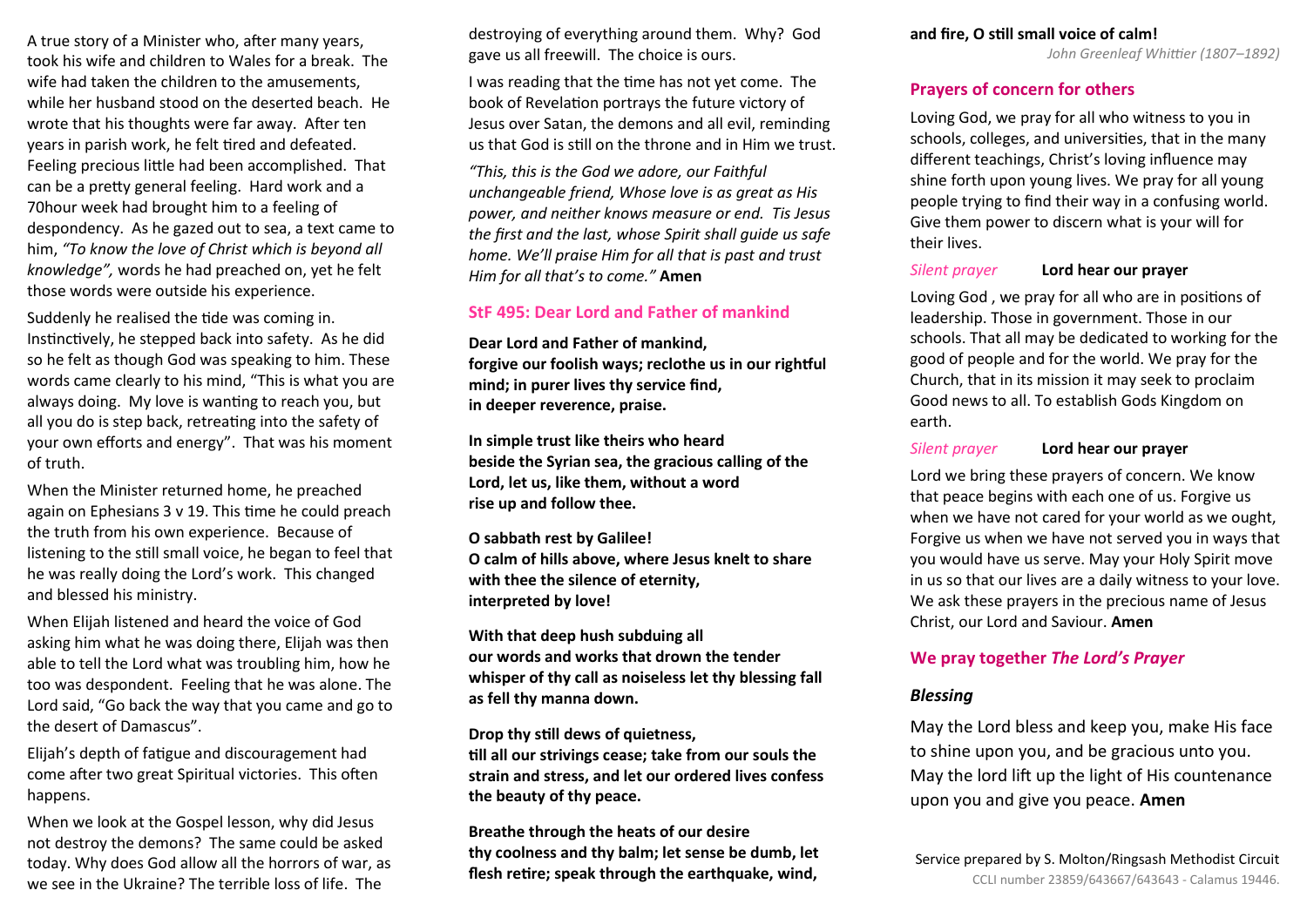A true story of a Minister who, after many years, took his wife and children to Wales for a break. The wife had taken the children to the amusements, while her husband stood on the deserted beach. He wrote that his thoughts were far away. After ten years in parish work, he felt tired and defeated. Feeling precious little had been accomplished. That can be a pretty general feeling. Hard work and a 70hour week had brought him to a feeling of despondency. As he gazed out to sea, a text came to him, *"To know the love of Christ which is beyond all knowledge",* words he had preached on, yet he felt those words were outside his experience.

Suddenly he realised the tide was coming in. Instinctively, he stepped back into safety. As he did so he felt as though God was speaking to him. These words came clearly to his mind, "This is what you are always doing. My love is wanting to reach you, but all you do is step back, retreating into the safety of your own efforts and energy". That was his moment of truth.

When the Minister returned home, he preached again on Ephesians 3 v 19. This time he could preach the truth from his own experience. Because of listening to the still small voice, he began to feel that he was really doing the Lord's work. This changed and blessed his ministry.

When Elijah listened and heard the voice of God asking him what he was doing there, Elijah was then able to tell the Lord what was troubling him, how he too was despondent. Feeling that he was alone. The Lord said, "Go back the way that you came and go to the desert of Damascus".

Elijah's depth of fatigue and discouragement had come after two great Spiritual victories. This often happens.

When we look at the Gospel lesson, why did Jesus not destroy the demons? The same could be asked today. Why does God allow all the horrors of war, as we see in the Ukraine? The terrible loss of life. The destroying of everything around them. Why? God gave us all freewill. The choice is ours.

I was reading that the time has not yet come. The book of Revelation portrays the future victory of Jesus over Satan, the demons and all evil, reminding us that God is still on the throne and in Him we trust.

*"This, this is the God we adore, our Faithful unchangeable friend, Whose love is as great as His power, and neither knows measure or end. Tis Jesus the first and the last, whose Spirit shall guide us safe home. We'll praise Him for all that is past and trust Him for all that's to come."* **Amen**

## StF 495: Dear Lord and Father of mankind

**Dear Lord and Father of mankind,**
**forgive our foolish ways; reclothe us in our rightful mind; in purer lives thy service find,**
**in deeper reverence, praise.**

**In simple trust like theirs who heard**
**beside the Syrian sea, the gracious calling of the Lord, let us, like them, without a word**
**rise up and follow thee.**

**O sabbath rest by Galilee!**
**O calm of hills above, where Jesus knelt to share**
**with thee the silence of eternity,**
**interpreted by love!**

**With that deep hush subduing all**
**our words and works that drown the tender**
**whisper of thy call as noiseless let thy blessing fall**
**as fell thy manna down.**

**Drop thy still dews of quietness,**
**till all our strivings cease; take from our souls the strain and stress, and let our ordered lives confess**
**the beauty of thy peace.**

**Breathe through the heats of our desire**
**thy coolness and thy balm; let sense be dumb, let flesh retire; speak through the earthquake, wind, and fire, O still small voice of calm!**

*John Greenleaf Whittier (1807–1892)*

## Prayers of concern for others

Loving God, we pray for all who witness to you in schools, colleges, and universities, that in the many different teachings, Christ's loving influence may shine forth upon young lives. We pray for all young people trying to find their way in a confusing world. Give them power to discern what is your will for their lives.

*Silent prayer* **Lord hear our prayer**

Loving God , we pray for all who are in positions of leadership. Those in government. Those in our schools. That all may be dedicated to working for the good of people and for the world. We pray for the Church, that in its mission it may seek to proclaim Good news to all. To establish Gods Kingdom on earth.

*Silent prayer* **Lord hear our prayer**

Lord we bring these prayers of concern. We know that peace begins with each one of us. Forgive us when we have not cared for your world as we ought, Forgive us when we have not served you in ways that you would have us serve. May your Holy Spirit move in us so that our lives are a daily witness to your love. We ask these prayers in the precious name of Jesus Christ, our Lord and Saviour. **Amen**

## We pray together *The Lord's Prayer*

### *Blessing*

May the Lord bless and keep you, make His face to shine upon you, and be gracious unto you. May the lord lift up the light of His countenance upon you and give you peace. **Amen**

Service prepared by S. Molton/Ringsash Methodist Circuit
CCLI number 23859/643667/643643 - Calamus 19446.